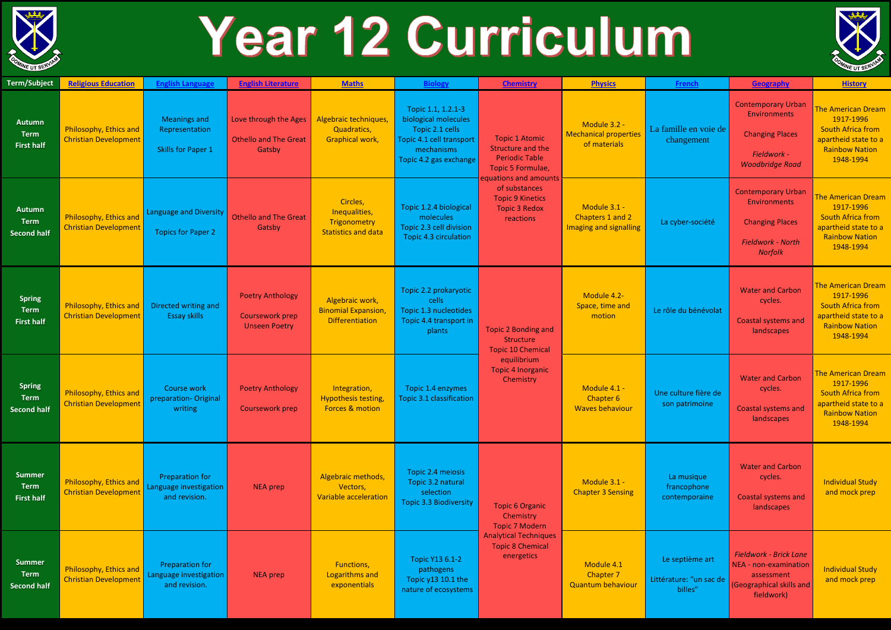# Year 12 Curriculum

| Term/Subject | Religious Education | English Language | English Literature | Maths | Biology | Chemistry | Physics | French | Geography | History |
|---|---|---|---|---|---|---|---|---|---|---|
| Autumn Term First half | Philosophy, Ethics and Christian Development | Meanings and Representation<br><br>Skills for Paper 1 | Love through the Ages<br><br>Othello and The Great Gatsby | Algebraic techniques, Quadratics, Graphical work, | Topic 1.1, 1.2.1-3 biological molecules<br>Topic 2.1 cells<br>Topic 4.1 cell transport mechanisms<br>Topic 4.2 gas exchange | Topic 1 Atomic Structure and the Periodic Table<br>Topic 5 Formulae, equations and amounts of substances<br>Topic 9 Kinetics<br>Topic 3 Redox reactions | Module 3.2 - Mechanical properties of materials | La famille en voie de changement | Contemporary Urban Environments<br><br>Changing Places<br><br>*Fieldwork - Woodbridge Road* | The American Dream 1917-1996<br>South Africa from apartheid state to a Rainbow Nation 1948-1994 |
| Autumn Term Second half | Philosophy, Ethics and Christian Development | Language and Diversity<br><br>Topics for Paper 2 | Othello and The Great Gatsby | Circles, Inequalities, Trigonometry Statistics and data | Topic 1.2.4 biological molecules<br>Topic 2.3 cell division<br>Topic 4.3 circulation | | Module 3.1 - Chapters 1 and 2 Imaging and signalling | La cyber-société | Contemporary Urban Environments<br><br>Changing Places<br><br>*Fieldwork - North Norfolk* | The American Dream 1917-1996<br>South Africa from apartheid state to a Rainbow Nation 1948-1994 |
| Spring Term First half | Philosophy, Ethics and Christian Development | Directed writing and Essay skills | Poetry Anthology<br><br>Coursework prep Unseen Poetry | Algebraic work, Binomial Expansion, Differentiation | Topic 2.2 prokaryotic cells<br>Topic 1.3 nucleotides<br>Topic 4.4 transport in plants | Topic 2 Bonding and Structure<br>Topic 10 Chemical equilibrium<br>Topic 4 Inorganic Chemistry | Module 4.2- Space, time and motion | Le rôle du bénévolat | Water and Carbon cycles.<br><br>Coastal systems and landscapes | The American Dream 1917-1996<br>South Africa from apartheid state to a Rainbow Nation 1948-1994 |
| Spring Term Second half | Philosophy, Ethics and Christian Development | Course work preparation- Original writing | Poetry Anthology<br><br>Coursework prep | Integration, Hypothesis testing, Forces & motion | Topic 1.4 enzymes<br>Topic 3.1 classification | | Module 4.1 - Chapter 6 Waves behaviour | Une culture fière de son patrimoine | Water and Carbon cycles.<br><br>Coastal systems and landscapes | The American Dream 1917-1996<br>South Africa from apartheid state to a Rainbow Nation 1948-1994 |
| Summer Term First half | Philosophy, Ethics and Christian Development | Preparation for Language investigation and revision. | NEA prep | Algebraic methods, Vectors, Variable acceleration | Topic 2.4 meiosis<br>Topic 3.2 natural selection<br>Topic 3.3 Biodiversity | Topic 6 Organic Chemistry<br>Topic 7 Modern Analytical Techniques<br>Topic 8 Chemical energetics | Module 3.1 - Chapter 3 Sensing | La musique francophone contemporaine | Water and Carbon cycles.<br><br>Coastal systems and landscapes | Individual Study and mock prep |
| Summer Term Second half | Philosophy, Ethics and Christian Development | Preparation for Language investigation and revision. | NEA prep | Functions, Logarithms and exponentials | Topic Y13 6.1-2 pathogens<br>Topic y13 10.1 the nature of ecosystems | | Module 4.1 Chapter 7 Quantum behaviour | Le septième art<br><br>Littérature: "un sac de billes" | *Fieldwork - Brick Lane*<br>NEA - non-examination assessment (Geographical skills and fieldwork) | Individual Study and mock prep |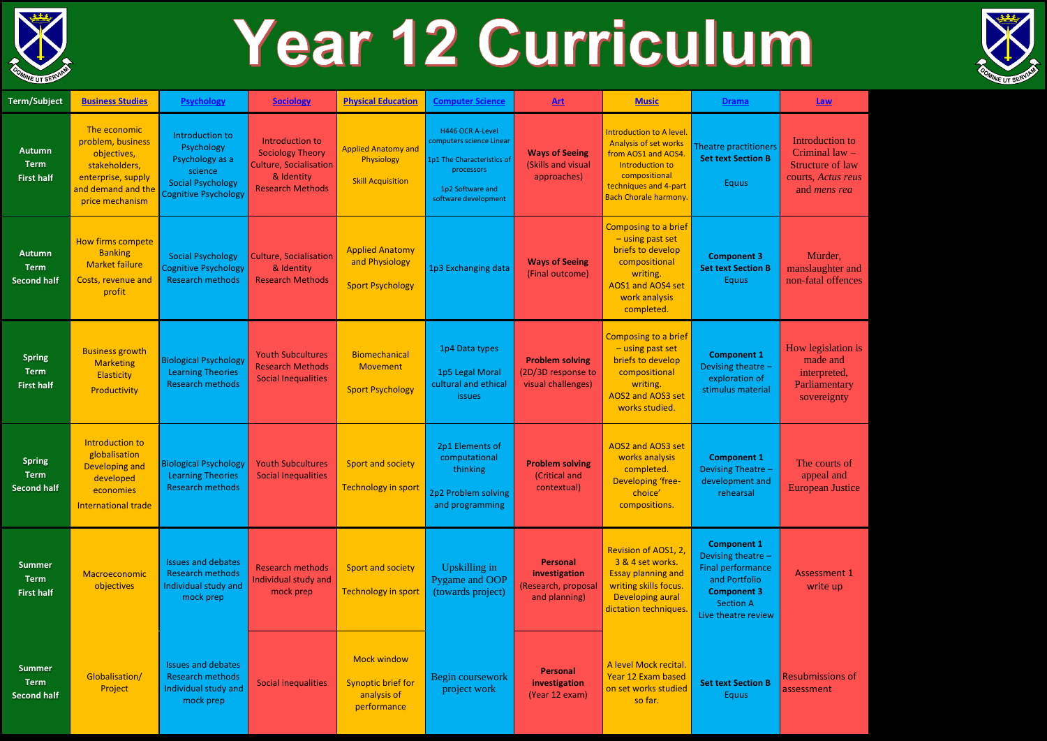# Year 12 Curriculum

| Term/Subject | Business Studies | Psychology | Sociology | Physical Education | Computer Science | Art | Music | Drama | Law |
|---|---|---|---|---|---|---|---|---|---|
| Autumn Term First half | The economic problem, business objectives, stakeholders, enterprise, supply and demand and the price mechanism | Introduction to Psychology Psychology as a science Social Psychology Cognitive Psychology | Introduction to Sociology Theory Culture, Socialisation & Identity Research Methods | Applied Anatomy and Physiology<br><br>Skill Acquisition | H446 OCR A-Level computers science Linear<br><br>1p1 The Characteristics of processors<br><br>1p2 Software and software development | **Ways of Seeing** (Skills and visual approaches) | Introduction to A level. Analysis of set works from AOS1 and AOS4. Introduction to compositional techniques and 4-part Bach Chorale harmony. | Theatre practitioners **Set text Section B**<br><br>Equus | Introduction to Criminal law – Structure of law courts, *Actus reus* and *mens rea* |
| Autumn Term Second half | How firms compete Banking Market failure<br><br>Costs, revenue and profit | Social Psychology Cognitive Psychology Research methods | Culture, Socialisation & Identity Research Methods | Applied Anatomy and Physiology<br><br>Sport Psychology | 1p3 Exchanging data | **Ways of Seeing** (Final outcome) | Composing to a brief – using past set briefs to develop compositional writing. AOS1 and AOS4 set work analysis completed. | **Component 3 Set text Section B** Equus | Murder, manslaughter and non-fatal offences |
| Spring Term First half | Business growth Marketing Elasticity<br><br>Productivity | Biological Psychology Learning Theories Research methods | Youth Subcultures Research Methods Social Inequalities | Biomechanical Movement<br><br>Sport Psychology | 1p4 Data types<br><br>1p5 Legal Moral cultural and ethical issues | **Problem solving** (2D/3D response to visual challenges) | Composing to a brief – using past set briefs to develop compositional writing. AOS2 and AOS3 set works studied. | **Component 1** Devising theatre – exploration of stimulus material | How legislation is made and interpreted, Parliamentary sovereignty |
| Spring Term Second half | Introduction to globalisation Developing and developed economies<br><br>International trade | Biological Psychology Learning Theories Research methods | Youth Subcultures Social Inequalities | Sport and society<br><br>Technology in sport | 2p1 Elements of computational thinking<br><br>2p2 Problem solving and programming | **Problem solving** (Critical and contextual) | AOS2 and AOS3 set works analysis completed. Developing 'free-choice' compositions. | **Component 1** Devising Theatre – development and rehearsal | The courts of appeal and European Justice |
| Summer Term First half | Macroeconomic objectives | Issues and debates Research methods Individual study and mock prep | Research methods Individual study and mock prep | Sport and society<br><br>Technology in sport | Upskilling in Pygame and OOP (towards project) | **Personal investigation** (Research, proposal and planning) | Revision of AOS1, 2, 3 & 4 set works. Essay planning and writing skills focus. Developing aural dictation techniques. | **Component 1** Devising theatre – Final performance and Portfolio **Component 3** Section A Live theatre review | Assessment 1 write up |
| Summer Term Second half | Globalisation/ Project | Issues and debates Research methods Individual study and mock prep | Social inequalities | Mock window<br><br>Synoptic brief for analysis of performance | Begin coursework project work | **Personal investigation** (Year 12 exam) | A level Mock recital. Year 12 Exam based on set works studied so far. | **Set text Section B** Equus | Resubmissions of assessment |